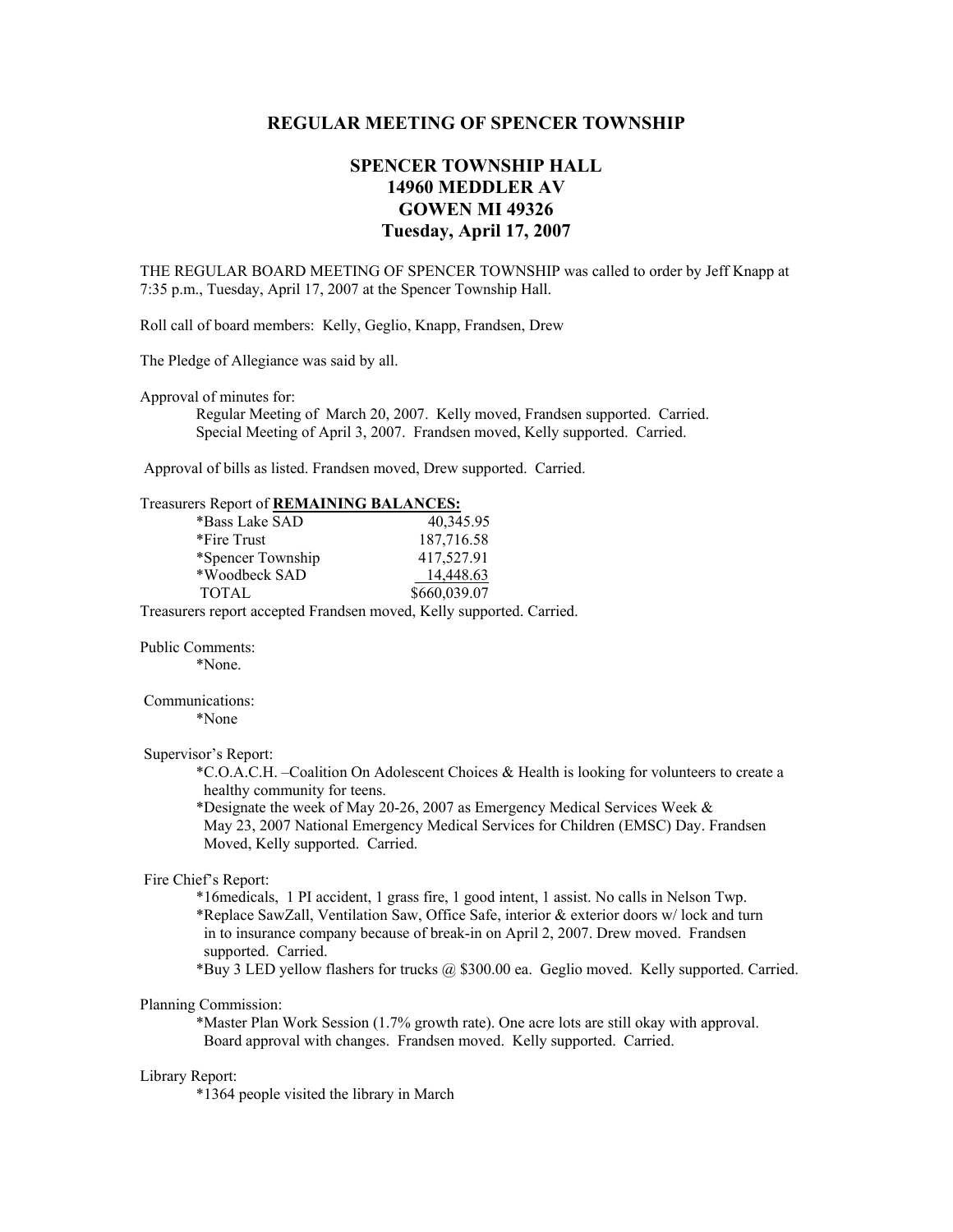## REGULAR MEETING OF SPENCER TOWNSHIP

### SPENCER TOWNSHIP HALL
### 14960 MEDDLER AV
### GOWEN MI 49326
### Tuesday, April 17, 2007

THE REGULAR BOARD MEETING OF SPENCER TOWNSHIP was called to order by Jeff Knapp at 7:35 p.m., Tuesday, April 17, 2007 at the Spencer Township Hall.

Roll call of board members: Kelly, Geglio, Knapp, Frandsen, Drew

The Pledge of Allegiance was said by all.

Approval of minutes for:

Regular Meeting of March 20, 2007. Kelly moved, Frandsen supported. Carried.
Special Meeting of April 3, 2007. Frandsen moved, Kelly supported. Carried.

Approval of bills as listed. Frandsen moved, Drew supported. Carried.

Treasurers Report of **REMAINING BALANCES:**

| | |
|---|---|
| *Bass Lake SAD | 40,345.95 |
| *Fire Trust | 187,716.58 |
| *Spencer Township | 417,527.91 |
| *Woodbeck SAD | 14,448.63 |
| TOTAL | $660,039.07 |

Treasurers report accepted Frandsen moved, Kelly supported. Carried.

Public Comments:

*None.

Communications:

*None

Supervisor's Report:

*C.O.A.C.H. –Coalition On Adolescent Choices & Health is looking for volunteers to create a healthy community for teens.

*Designate the week of May 20-26, 2007 as Emergency Medical Services Week & May 23, 2007 National Emergency Medical Services for Children (EMSC) Day. Frandsen Moved, Kelly supported. Carried.

Fire Chief's Report:

*16medicals, 1 PI accident, 1 grass fire, 1 good intent, 1 assist. No calls in Nelson Twp.

*Replace SawZall, Ventilation Saw, Office Safe, interior & exterior doors w/ lock and turn in to insurance company because of break-in on April 2, 2007. Drew moved. Frandsen supported. Carried.

*Buy 3 LED yellow flashers for trucks @ $300.00 ea. Geglio moved. Kelly supported. Carried.

Planning Commission:

*Master Plan Work Session (1.7% growth rate). One acre lots are still okay with approval. Board approval with changes. Frandsen moved. Kelly supported. Carried.

Library Report:

*1364 people visited the library in March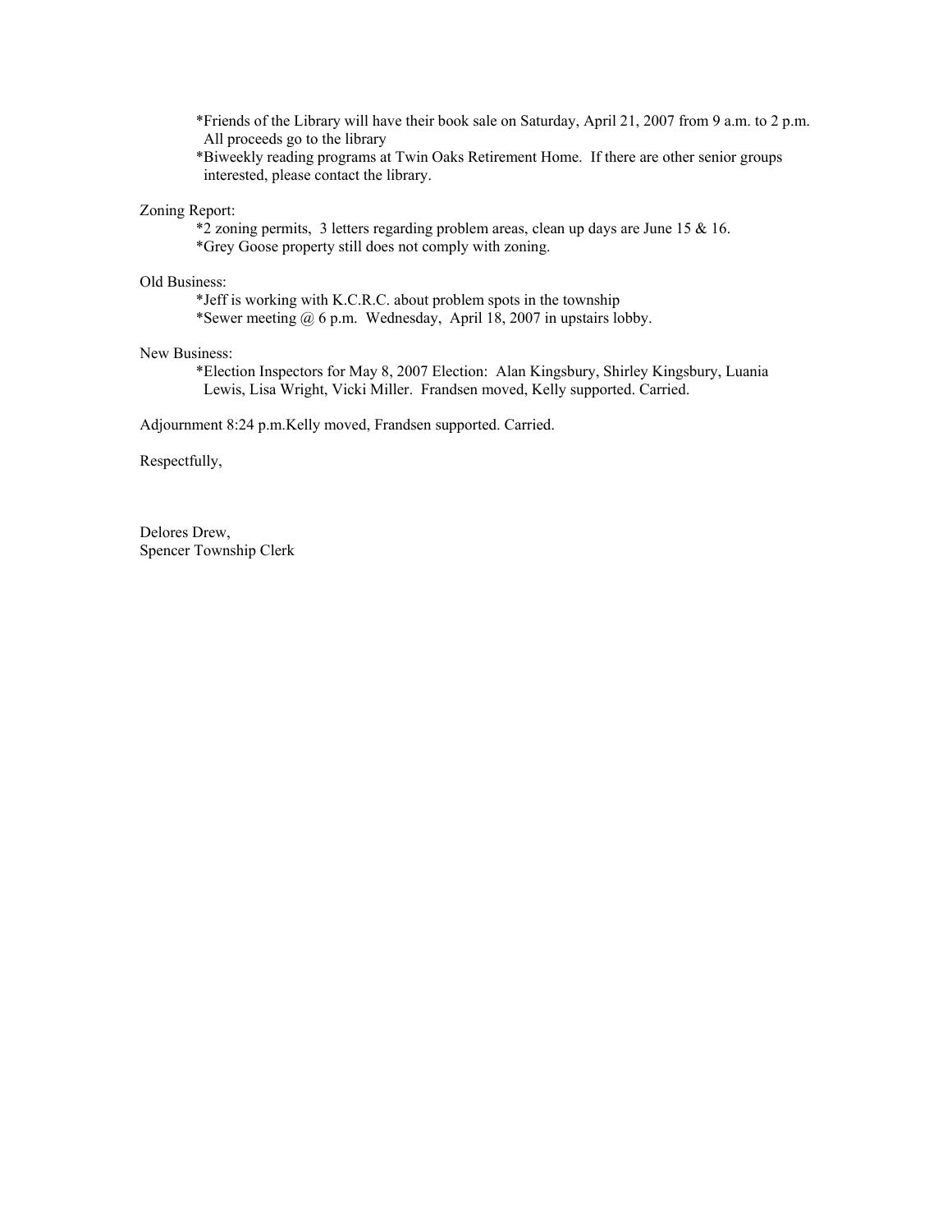*Friends of the Library will have their book sale on Saturday, April 21, 2007 from 9 a.m. to 2 p.m. All proceeds go to the library
*Biweekly reading programs at Twin Oaks Retirement Home. If there are other senior groups interested, please contact the library.

Zoning Report:
*2 zoning permits, 3 letters regarding problem areas, clean up days are June 15 & 16.
*Grey Goose property still does not comply with zoning.

Old Business:
*Jeff is working with K.C.R.C. about problem spots in the township
*Sewer meeting @ 6 p.m. Wednesday, April 18, 2007 in upstairs lobby.

New Business:
*Election Inspectors for May 8, 2007 Election: Alan Kingsbury, Shirley Kingsbury, Luania Lewis, Lisa Wright, Vicki Miller. Frandsen moved, Kelly supported. Carried.

Adjournment 8:24 p.m.Kelly moved, Frandsen supported. Carried.

Respectfully,

Delores Drew,
Spencer Township Clerk